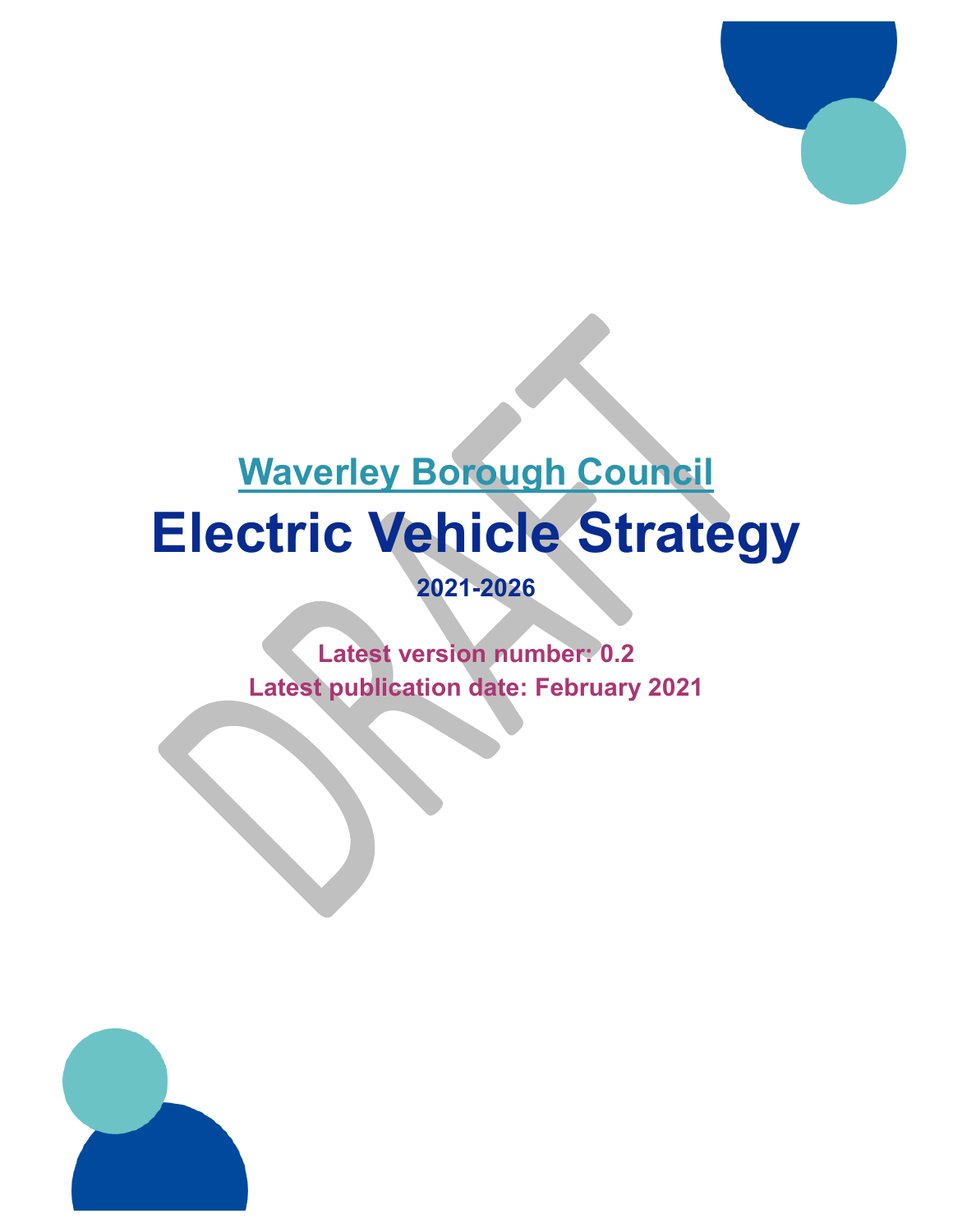**Waverley Borough Council**

# Electric Vehicle Strategy

**2021-2026**

**Latest version number: 0.2**
**Latest publication date: February 2021**

DRAFT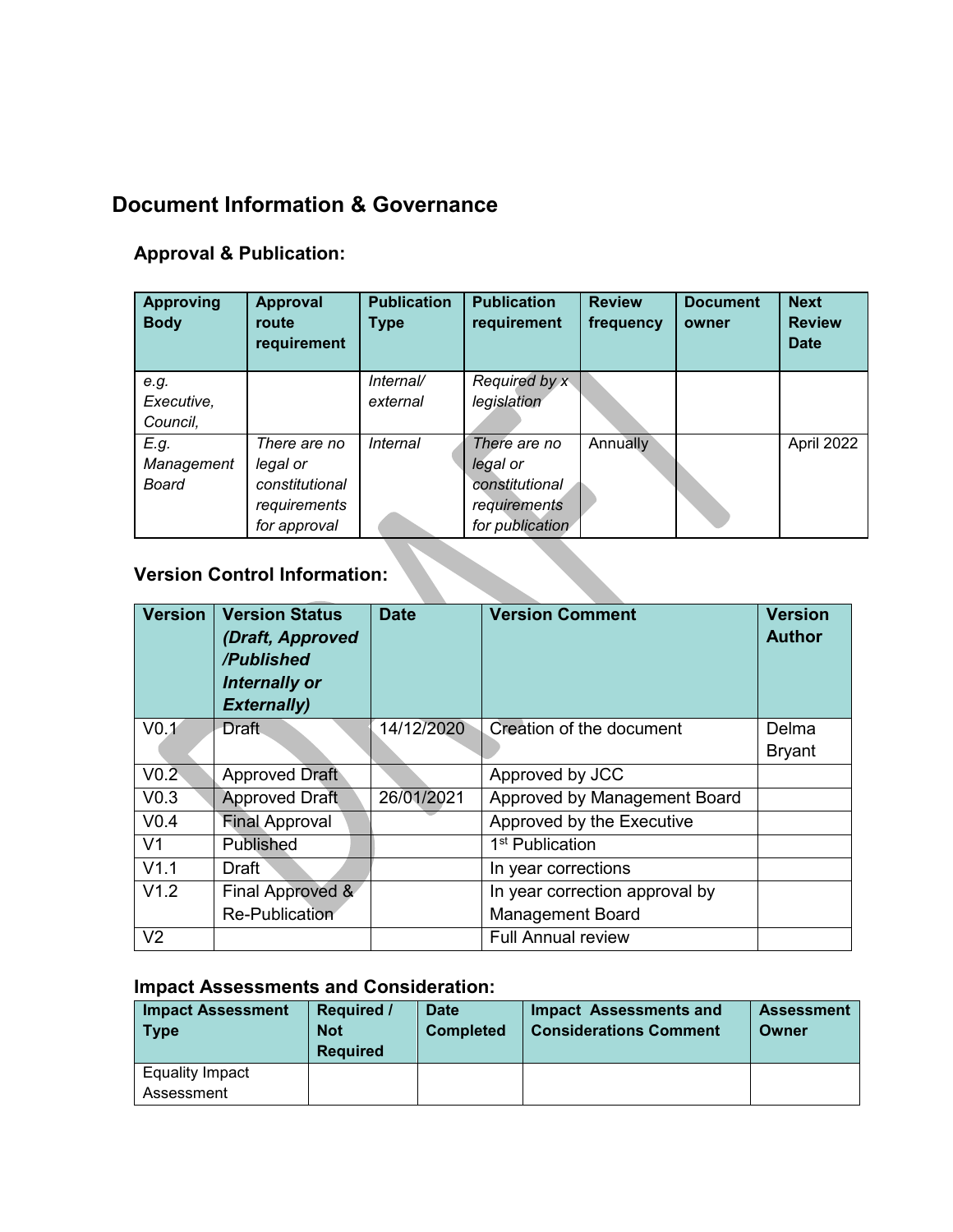# Document Information & Governance

## Approval & Publication:

| Approving Body | Approval route requirement | Publication Type | Publication requirement | Review frequency | Document owner | Next Review Date |
|---|---|---|---|---|---|---|
| *e.g. Executive, Council,* | | *Internal/ external* | *Required by x legislation* | | | |
| *E.g. Management Board* | *There are no legal or constitutional requirements for approval* | *Internal* | *There are no legal or constitutional requirements for publication* | Annually | | April 2022 |

## Version Control Information:

| Version | Version Status *(Draft, Approved /Published Internally or Externally)* | Date | Version Comment | Version Author |
|---|---|---|---|---|
| V0.1 | Draft | 14/12/2020 | Creation of the document | Delma Bryant |
| V0.2 | Approved Draft | | Approved by JCC | |
| V0.3 | Approved Draft | 26/01/2021 | Approved by Management Board | |
| V0.4 | Final Approval | | Approved by the Executive | |
| V1 | Published | | 1st Publication | |
| V1.1 | Draft | | In year corrections | |
| V1.2 | Final Approved & Re-Publication | | In year correction approval by Management Board | |
| V2 | | | Full Annual review | |

## Impact Assessments and Consideration:

| Impact Assessment Type | Required / Not Required | Date Completed | Impact Assessments and Considerations Comment | Assessment Owner |
|---|---|---|---|---|
| Equality Impact Assessment | | | | |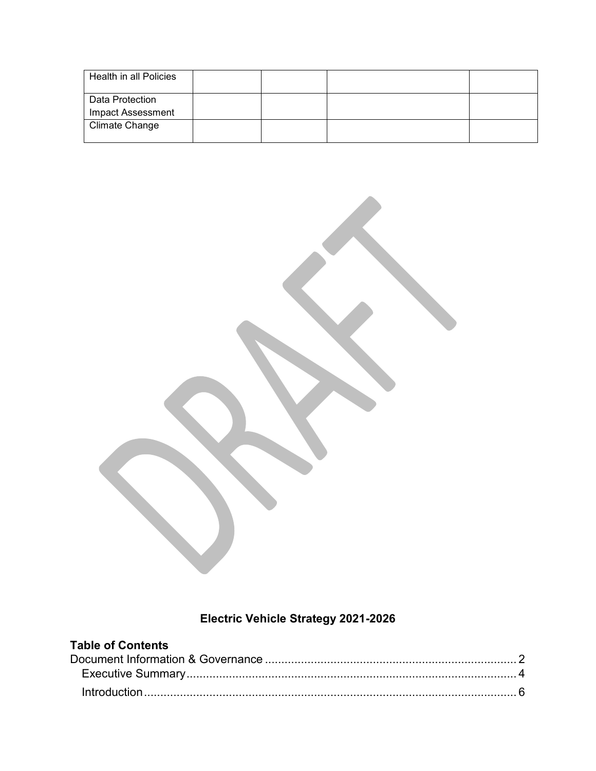| Health in all Policies | | | | |
|---|---|---|---|---|
| Data Protection Impact Assessment | | | | |
| Climate Change | | | | |

DRAFT

**Electric Vehicle Strategy 2021-2026**

**Table of Contents**

Document Information & Governance ........................................................................... 2
Executive Summary ......................................................................................................... 4
Introduction ..................................................................................................................... 6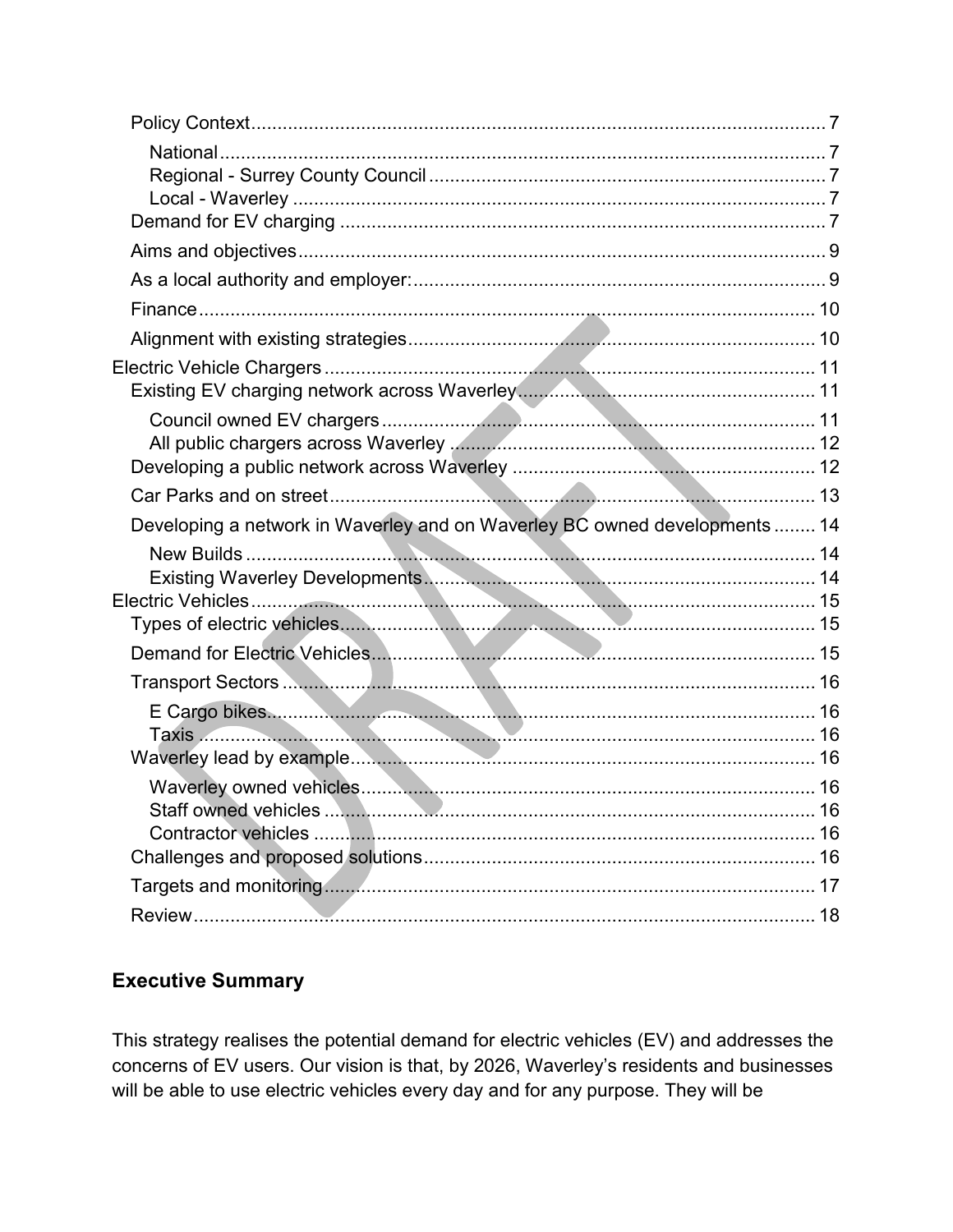Policy Context .......... 7
- National .......... 7
- Regional - Surrey County Council .......... 7
- Local - Waverley .......... 7

Demand for EV charging .......... 7

Aims and objectives .......... 9

As a local authority and employer: .......... 9

Finance .......... 10

Alignment with existing strategies .......... 10

Electric Vehicle Chargers .......... 11

Existing EV charging network across Waverley .......... 11
- Council owned EV chargers .......... 11
- All public chargers across Waverley .......... 12

Developing a public network across Waverley .......... 12

Car Parks and on street .......... 13

Developing a network in Waverley and on Waverley BC owned developments .......... 14
- New Builds .......... 14
- Existing Waverley Developments .......... 14

Electric Vehicles .......... 15

Types of electric vehicles .......... 15

Demand for Electric Vehicles .......... 15

Transport Sectors .......... 16
- E Cargo bikes .......... 16
- Taxis .......... 16

Waverley lead by example .......... 16
- Waverley owned vehicles .......... 16
- Staff owned vehicles .......... 16
- Contractor vehicles .......... 16

Challenges and proposed solutions .......... 16

Targets and monitoring .......... 17

Review .......... 18

## Executive Summary

This strategy realises the potential demand for electric vehicles (EV) and addresses the concerns of EV users. Our vision is that, by 2026, Waverley's residents and businesses will be able to use electric vehicles every day and for any purpose. They will be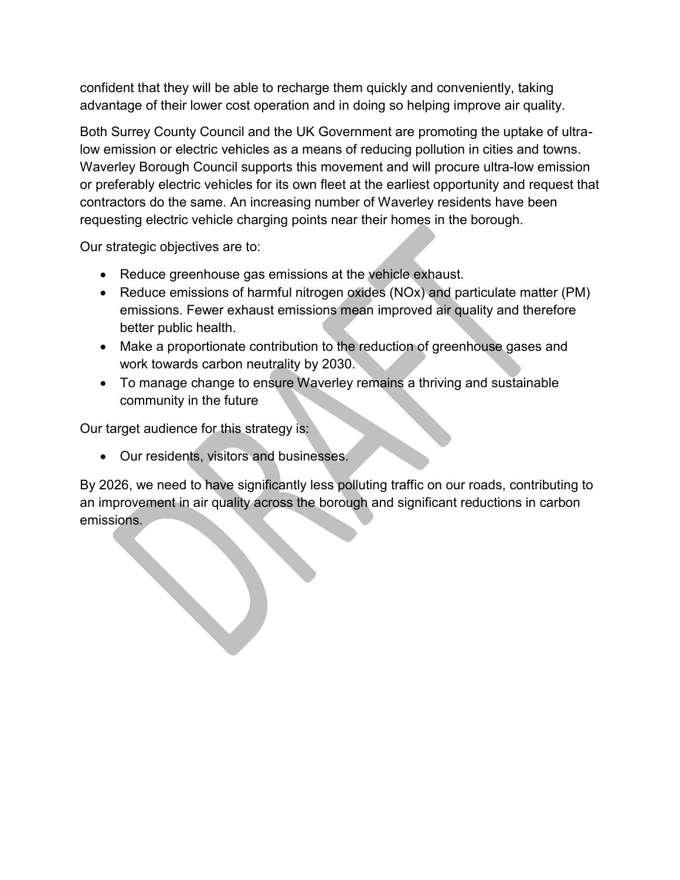confident that they will be able to recharge them quickly and conveniently, taking advantage of their lower cost operation and in doing so helping improve air quality.

Both Surrey County Council and the UK Government are promoting the uptake of ultra-low emission or electric vehicles as a means of reducing pollution in cities and towns. Waverley Borough Council supports this movement and will procure ultra-low emission or preferably electric vehicles for its own fleet at the earliest opportunity and request that contractors do the same. An increasing number of Waverley residents have been requesting electric vehicle charging points near their homes in the borough.

Our strategic objectives are to:

- Reduce greenhouse gas emissions at the vehicle exhaust.
- Reduce emissions of harmful nitrogen oxides (NOx) and particulate matter (PM) emissions. Fewer exhaust emissions mean improved air quality and therefore better public health.
- Make a proportionate contribution to the reduction of greenhouse gases and work towards carbon neutrality by 2030.
- To manage change to ensure Waverley remains a thriving and sustainable community in the future

Our target audience for this strategy is:

- Our residents, visitors and businesses.

By 2026, we need to have significantly less polluting traffic on our roads, contributing to an improvement in air quality across the borough and significant reductions in carbon emissions.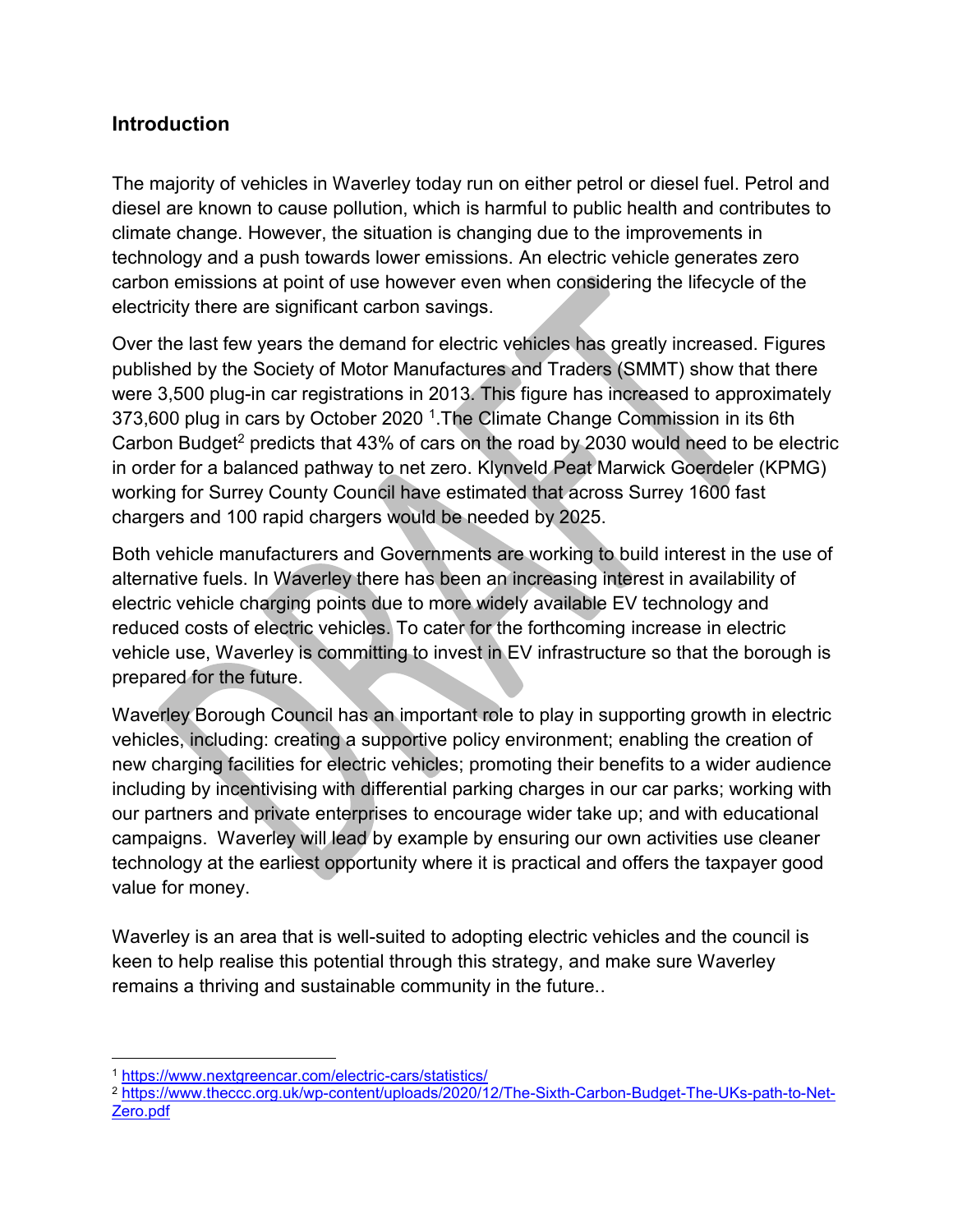## Introduction

The majority of vehicles in Waverley today run on either petrol or diesel fuel. Petrol and diesel are known to cause pollution, which is harmful to public health and contributes to climate change. However, the situation is changing due to the improvements in technology and a push towards lower emissions. An electric vehicle generates zero carbon emissions at point of use however even when considering the lifecycle of the electricity there are significant carbon savings.

Over the last few years the demand for electric vehicles has greatly increased. Figures published by the Society of Motor Manufactures and Traders (SMMT) show that there were 3,500 plug-in car registrations in 2013. This figure has increased to approximately 373,600 plug in cars by October 2020 [1].The Climate Change Commission in its 6th Carbon Budget[2] predicts that 43% of cars on the road by 2030 would need to be electric in order for a balanced pathway to net zero. Klynveld Peat Marwick Goerdeler (KPMG) working for Surrey County Council have estimated that across Surrey 1600 fast chargers and 100 rapid chargers would be needed by 2025.

Both vehicle manufacturers and Governments are working to build interest in the use of alternative fuels. In Waverley there has been an increasing interest in availability of electric vehicle charging points due to more widely available EV technology and reduced costs of electric vehicles. To cater for the forthcoming increase in electric vehicle use, Waverley is committing to invest in EV infrastructure so that the borough is prepared for the future.

Waverley Borough Council has an important role to play in supporting growth in electric vehicles, including: creating a supportive policy environment; enabling the creation of new charging facilities for electric vehicles; promoting their benefits to a wider audience including by incentivising with differential parking charges in our car parks; working with our partners and private enterprises to encourage wider take up; and with educational campaigns. Waverley will lead by example by ensuring our own activities use cleaner technology at the earliest opportunity where it is practical and offers the taxpayer good value for money.

Waverley is an area that is well-suited to adopting electric vehicles and the council is keen to help realise this potential through this strategy, and make sure Waverley remains a thriving and sustainable community in the future..

---

[1] https://www.nextgreencar.com/electric-cars/statistics/

[2] https://www.theccc.org.uk/wp-content/uploads/2020/12/The-Sixth-Carbon-Budget-The-UKs-path-to-Net-Zero.pdf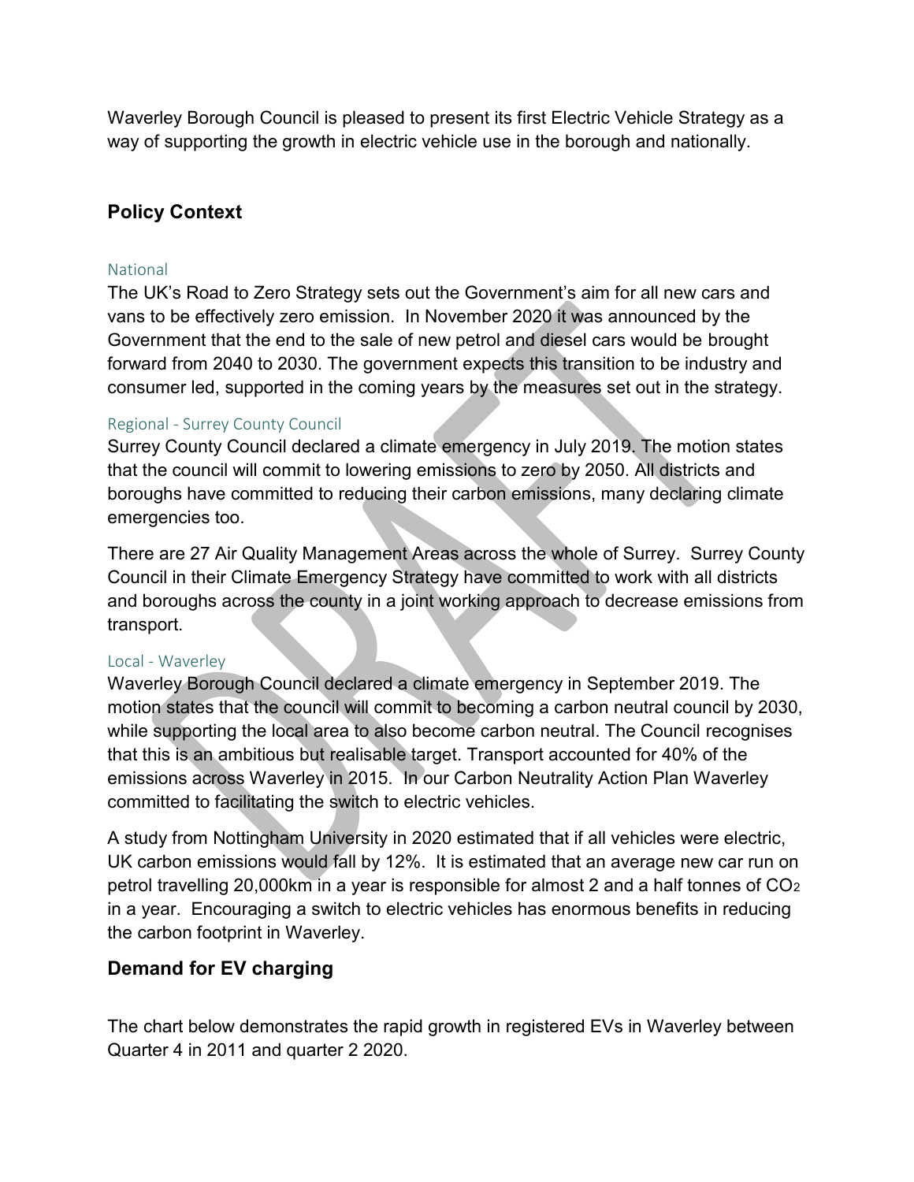Waverley Borough Council is pleased to present its first Electric Vehicle Strategy as a way of supporting the growth in electric vehicle use in the borough and nationally.

## Policy Context

### National

The UK's Road to Zero Strategy sets out the Government's aim for all new cars and vans to be effectively zero emission. In November 2020 it was announced by the Government that the end to the sale of new petrol and diesel cars would be brought forward from 2040 to 2030. The government expects this transition to be industry and consumer led, supported in the coming years by the measures set out in the strategy.

### Regional - Surrey County Council

Surrey County Council declared a climate emergency in July 2019. The motion states that the council will commit to lowering emissions to zero by 2050. All districts and boroughs have committed to reducing their carbon emissions, many declaring climate emergencies too.

There are 27 Air Quality Management Areas across the whole of Surrey. Surrey County Council in their Climate Emergency Strategy have committed to work with all districts and boroughs across the county in a joint working approach to decrease emissions from transport.

### Local - Waverley

Waverley Borough Council declared a climate emergency in September 2019. The motion states that the council will commit to becoming a carbon neutral council by 2030, while supporting the local area to also become carbon neutral. The Council recognises that this is an ambitious but realisable target. Transport accounted for 40% of the emissions across Waverley in 2015. In our Carbon Neutrality Action Plan Waverley committed to facilitating the switch to electric vehicles.

A study from Nottingham University in 2020 estimated that if all vehicles were electric, UK carbon emissions would fall by 12%. It is estimated that an average new car run on petrol travelling 20,000km in a year is responsible for almost 2 and a half tonnes of $CO_2$ in a year. Encouraging a switch to electric vehicles has enormous benefits in reducing the carbon footprint in Waverley.

## Demand for EV charging

The chart below demonstrates the rapid growth in registered EVs in Waverley between Quarter 4 in 2011 and quarter 2 2020.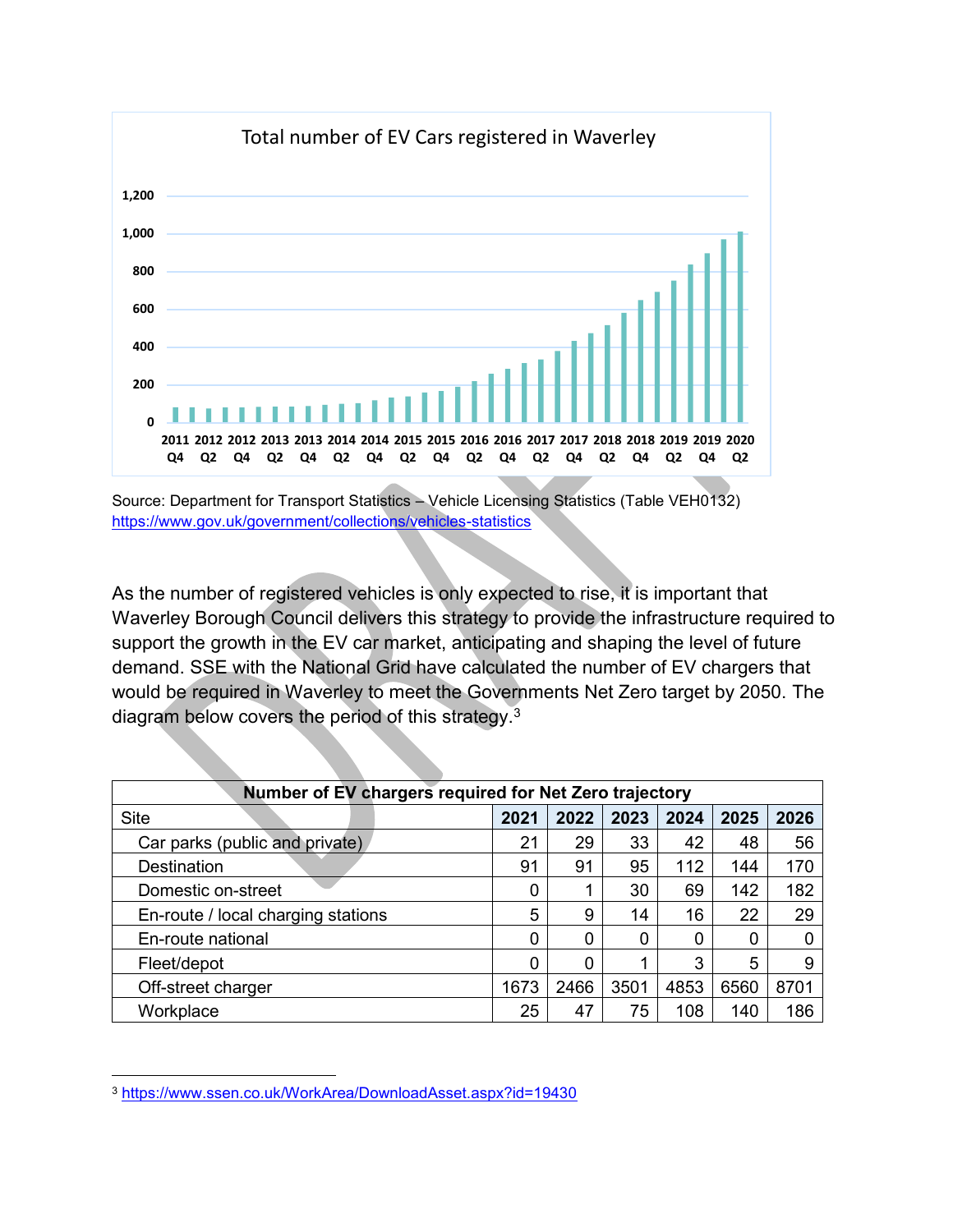Total number of EV Cars registered in Waverley

Source: Department for Transport Statistics – Vehicle Licensing Statistics (Table VEH0132)
https://www.gov.uk/government/collections/vehicles-statistics

As the number of registered vehicles is only expected to rise, it is important that Waverley Borough Council delivers this strategy to provide the infrastructure required to support the growth in the EV car market, anticipating and shaping the level of future demand. SSE with the National Grid have calculated the number of EV chargers that would be required in Waverley to meet the Governments Net Zero target by 2050. The diagram below covers the period of this strategy.[3]

| Number of EV chargers required for Net Zero trajectory | | | | | | |
|---|---|---|---|---|---|---|
| Site | **2021** | **2022** | **2023** | **2024** | **2025** | **2026** |
| Car parks (public and private) | 21 | 29 | 33 | 42 | 48 | 56 |
| Destination | 91 | 91 | 95 | 112 | 144 | 170 |
| Domestic on-street | 0 | 1 | 30 | 69 | 142 | 182 |
| En-route / local charging stations | 5 | 9 | 14 | 16 | 22 | 29 |
| En-route national | 0 | 0 | 0 | 0 | 0 | 0 |
| Fleet/depot | 0 | 0 | 1 | 3 | 5 | 9 |
| Off-street charger | 1673 | 2466 | 3501 | 4853 | 6560 | 8701 |
| Workplace | 25 | 47 | 75 | 108 | 140 | 186 |

[3] https://www.ssen.co.uk/WorkArea/DownloadAsset.aspx?id=19430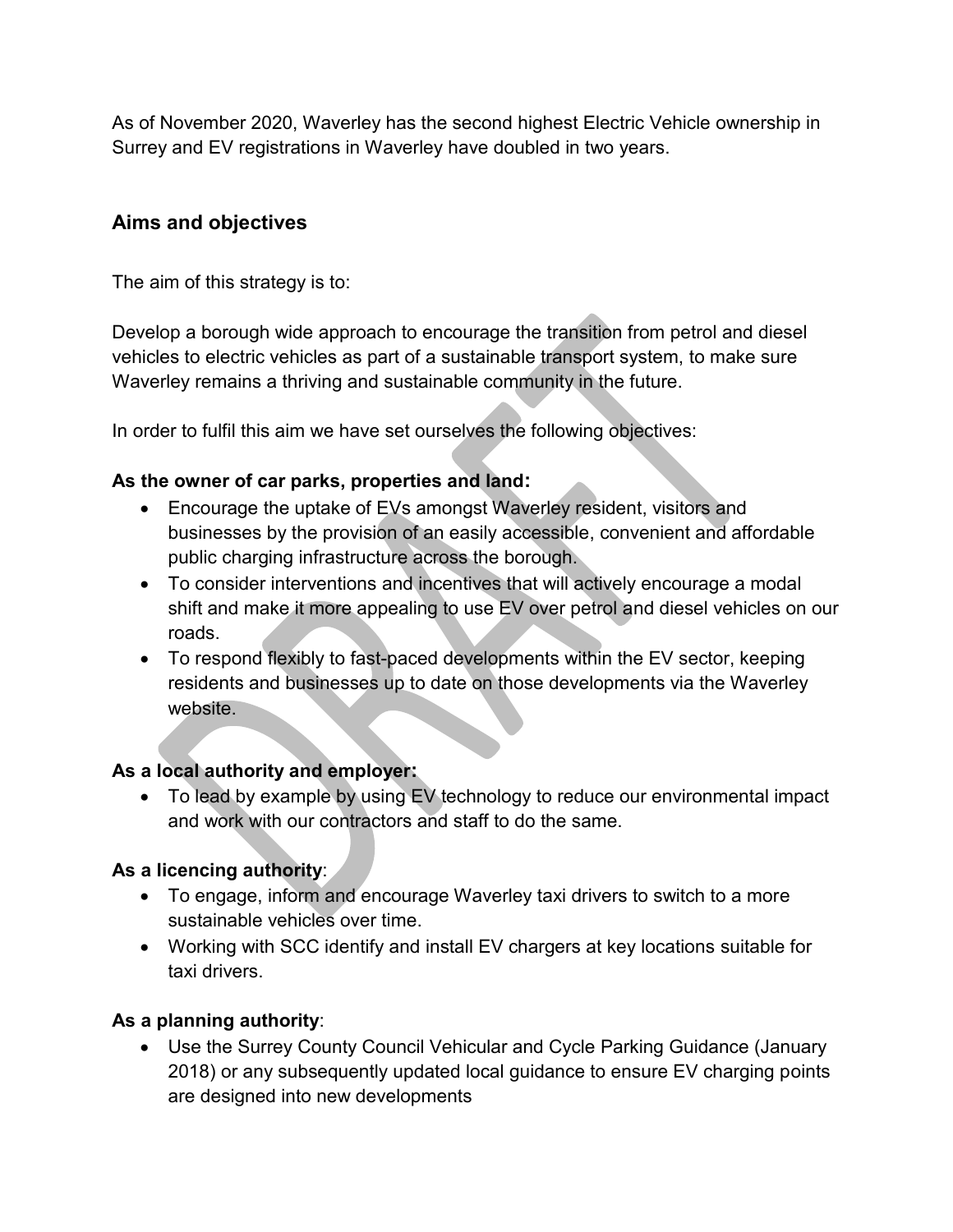As of November 2020, Waverley has the second highest Electric Vehicle ownership in Surrey and EV registrations in Waverley have doubled in two years.

## Aims and objectives

The aim of this strategy is to:

Develop a borough wide approach to encourage the transition from petrol and diesel vehicles to electric vehicles as part of a sustainable transport system, to make sure Waverley remains a thriving and sustainable community in the future.

In order to fulfil this aim we have set ourselves the following objectives:

**As the owner of car parks, properties and land:**

- Encourage the uptake of EVs amongst Waverley resident, visitors and businesses by the provision of an easily accessible, convenient and affordable public charging infrastructure across the borough.
- To consider interventions and incentives that will actively encourage a modal shift and make it more appealing to use EV over petrol and diesel vehicles on our roads.
- To respond flexibly to fast-paced developments within the EV sector, keeping residents and businesses up to date on those developments via the Waverley website.

**As a local authority and employer:**

- To lead by example by using EV technology to reduce our environmental impact and work with our contractors and staff to do the same.

**As a licencing authority**:

- To engage, inform and encourage Waverley taxi drivers to switch to a more sustainable vehicles over time.
- Working with SCC identify and install EV chargers at key locations suitable for taxi drivers.

**As a planning authority**:

- Use the Surrey County Council Vehicular and Cycle Parking Guidance (January 2018) or any subsequently updated local guidance to ensure EV charging points are designed into new developments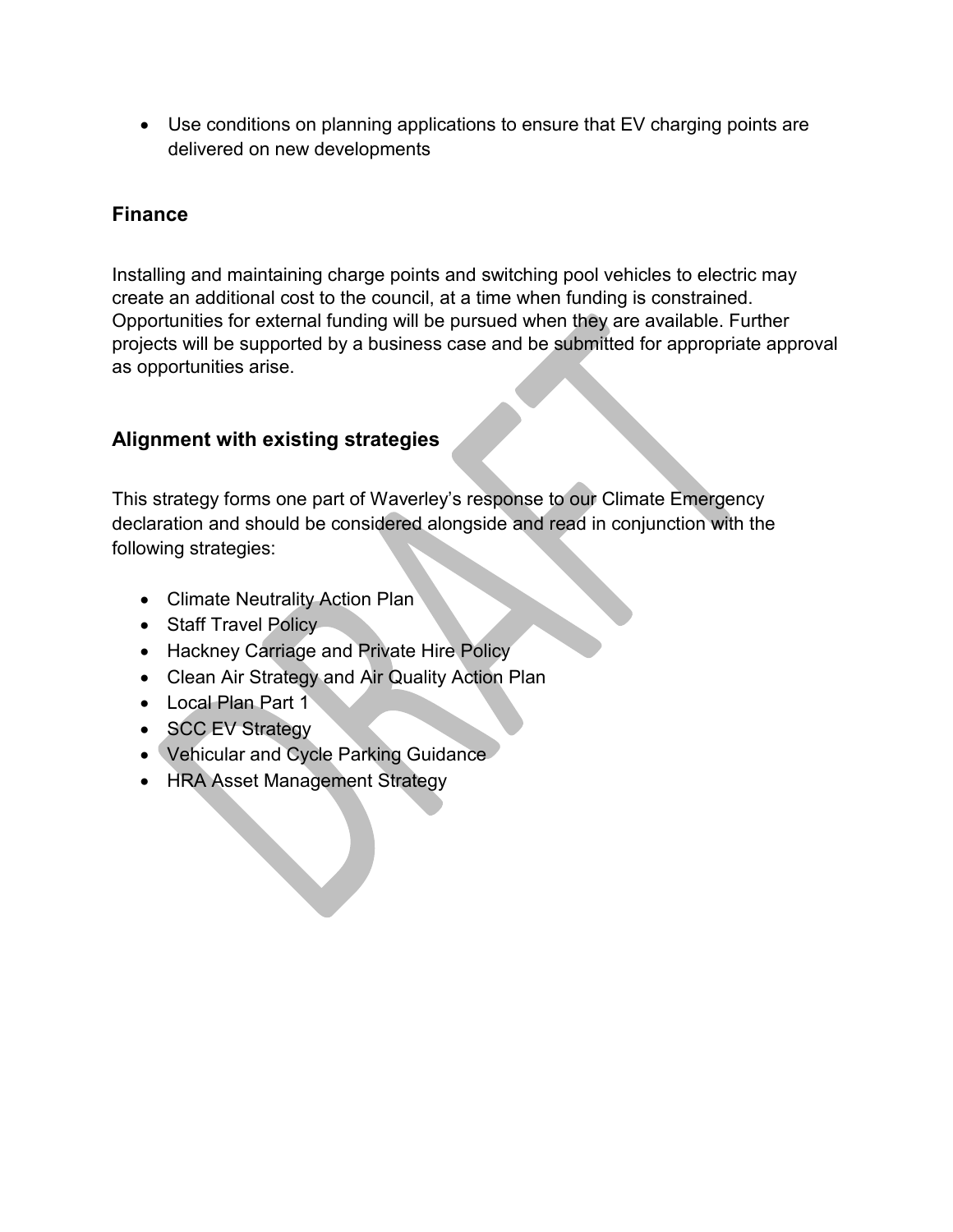- Use conditions on planning applications to ensure that EV charging points are delivered on new developments

### Finance

Installing and maintaining charge points and switching pool vehicles to electric may create an additional cost to the council, at a time when funding is constrained. Opportunities for external funding will be pursued when they are available. Further projects will be supported by a business case and be submitted for appropriate approval as opportunities arise.

### Alignment with existing strategies

This strategy forms one part of Waverley's response to our Climate Emergency declaration and should be considered alongside and read in conjunction with the following strategies:

- Climate Neutrality Action Plan
- Staff Travel Policy
- Hackney Carriage and Private Hire Policy
- Clean Air Strategy and Air Quality Action Plan
- Local Plan Part 1
- SCC EV Strategy
- Vehicular and Cycle Parking Guidance
- HRA Asset Management Strategy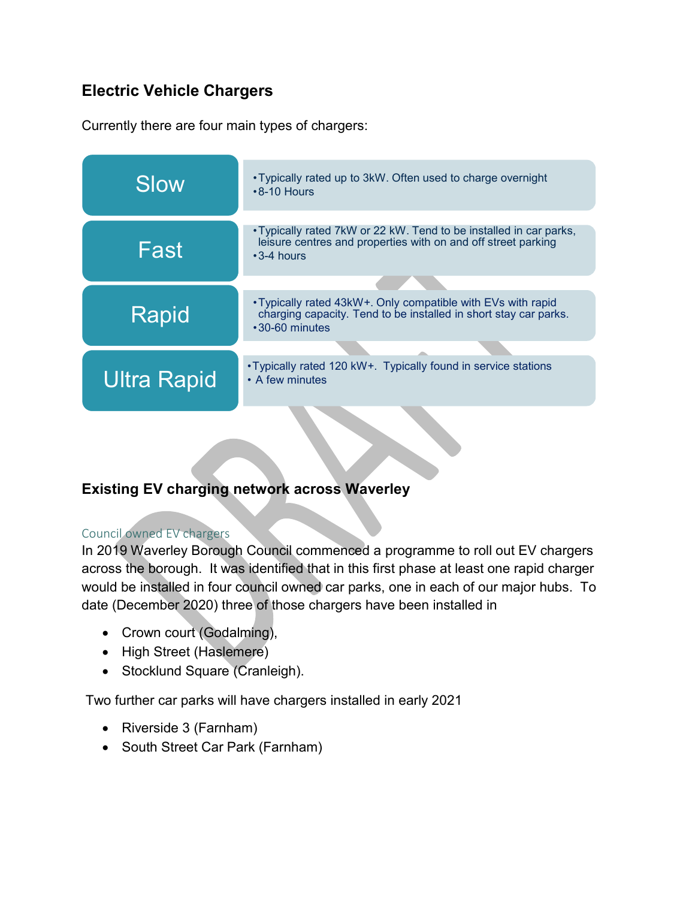## Electric Vehicle Chargers

Currently there are four main types of chargers:

| | |
|---|---|
| Slow | • Typically rated up to 3kW. Often used to charge overnight<br>• 8-10 Hours |
| Fast | • Typically rated 7kW or 22 kW. Tend to be installed in car parks, leisure centres and properties with on and off street parking<br>• 3-4 hours |
| Rapid | • Typically rated 43kW+. Only compatible with EVs with rapid charging capacity. Tend to be installed in short stay car parks.<br>• 30-60 minutes |
| Ultra Rapid | • Typically rated 120 kW+. Typically found in service stations<br>• A few minutes |

## Existing EV charging network across Waverley

### Council owned EV chargers

In 2019 Waverley Borough Council commenced a programme to roll out EV chargers across the borough. It was identified that in this first phase at least one rapid charger would be installed in four council owned car parks, one in each of our major hubs. To date (December 2020) three of those chargers have been installed in

- Crown court (Godalming),
- High Street (Haslemere)
- Stocklund Square (Cranleigh).

Two further car parks will have chargers installed in early 2021

- Riverside 3 (Farnham)
- South Street Car Park (Farnham)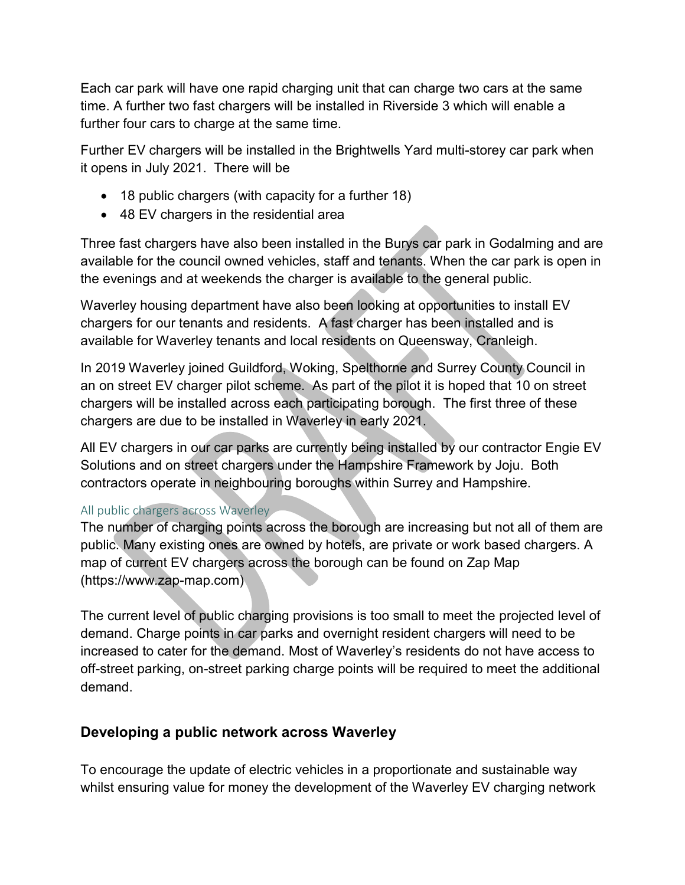Each car park will have one rapid charging unit that can charge two cars at the same time. A further two fast chargers will be installed in Riverside 3 which will enable a further four cars to charge at the same time.

Further EV chargers will be installed in the Brightwells Yard multi-storey car park when it opens in July 2021. There will be

- 18 public chargers (with capacity for a further 18)
- 48 EV chargers in the residential area

Three fast chargers have also been installed in the Burys car park in Godalming and are available for the council owned vehicles, staff and tenants. When the car park is open in the evenings and at weekends the charger is available to the general public.

Waverley housing department have also been looking at opportunities to install EV chargers for our tenants and residents. A fast charger has been installed and is available for Waverley tenants and local residents on Queensway, Cranleigh.

In 2019 Waverley joined Guildford, Woking, Spelthorne and Surrey County Council in an on street EV charger pilot scheme. As part of the pilot it is hoped that 10 on street chargers will be installed across each participating borough. The first three of these chargers are due to be installed in Waverley in early 2021.

All EV chargers in our car parks are currently being installed by our contractor Engie EV Solutions and on street chargers under the Hampshire Framework by Joju. Both contractors operate in neighbouring boroughs within Surrey and Hampshire.

### All public chargers across Waverley

The number of charging points across the borough are increasing but not all of them are public. Many existing ones are owned by hotels, are private or work based chargers. A map of current EV chargers across the borough can be found on Zap Map (https://www.zap-map.com)

The current level of public charging provisions is too small to meet the projected level of demand. Charge points in car parks and overnight resident chargers will need to be increased to cater for the demand. Most of Waverley's residents do not have access to off-street parking, on-street parking charge points will be required to meet the additional demand.

## Developing a public network across Waverley

To encourage the update of electric vehicles in a proportionate and sustainable way whilst ensuring value for money the development of the Waverley EV charging network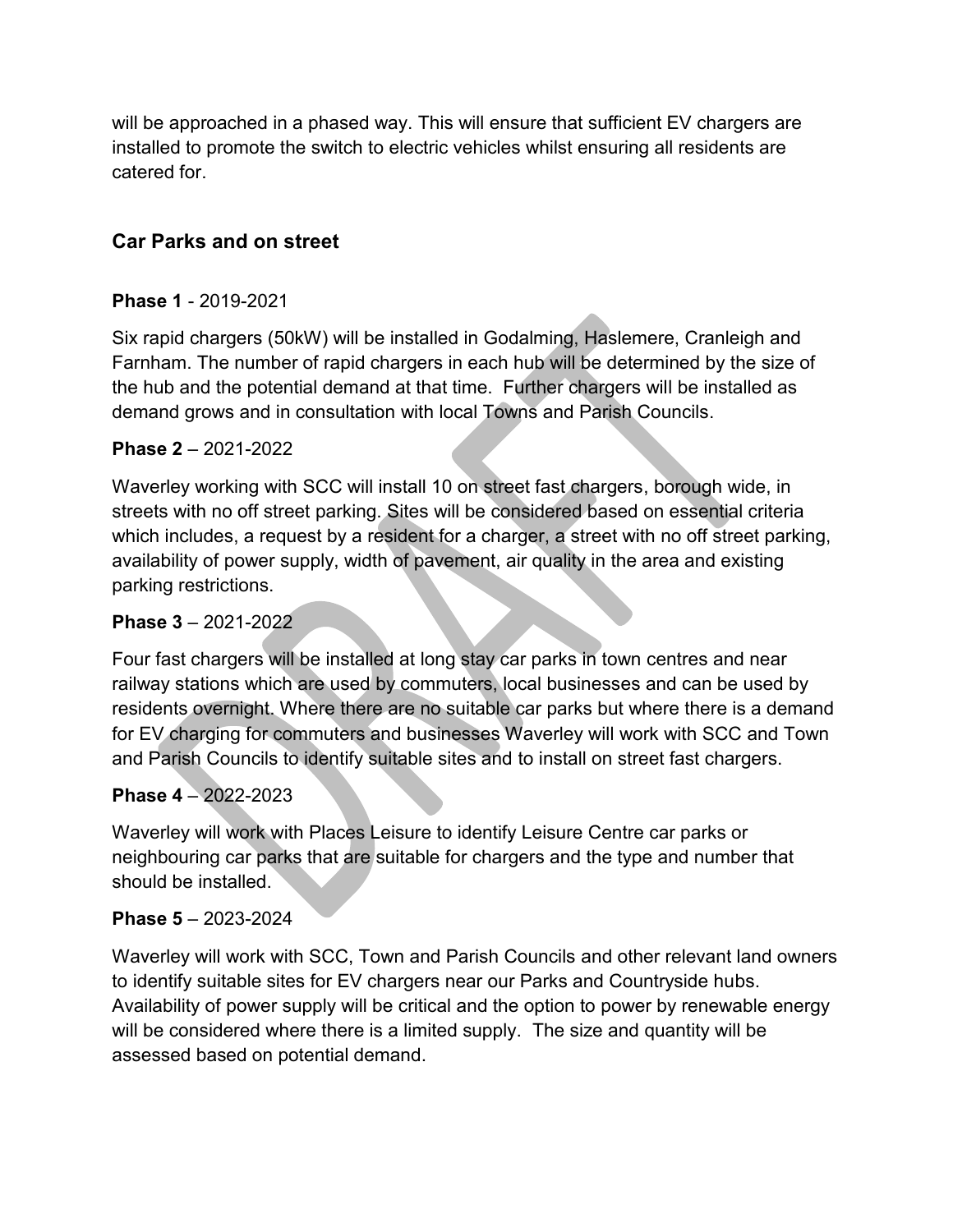will be approached in a phased way. This will ensure that sufficient EV chargers are installed to promote the switch to electric vehicles whilst ensuring all residents are catered for.

## Car Parks and on street

**Phase 1** - 2019-2021

Six rapid chargers (50kW) will be installed in Godalming, Haslemere, Cranleigh and Farnham. The number of rapid chargers in each hub will be determined by the size of the hub and the potential demand at that time. Further chargers will be installed as demand grows and in consultation with local Towns and Parish Councils.

**Phase 2** – 2021-2022

Waverley working with SCC will install 10 on street fast chargers, borough wide, in streets with no off street parking. Sites will be considered based on essential criteria which includes, a request by a resident for a charger, a street with no off street parking, availability of power supply, width of pavement, air quality in the area and existing parking restrictions.

**Phase 3** – 2021-2022

Four fast chargers will be installed at long stay car parks in town centres and near railway stations which are used by commuters, local businesses and can be used by residents overnight. Where there are no suitable car parks but where there is a demand for EV charging for commuters and businesses Waverley will work with SCC and Town and Parish Councils to identify suitable sites and to install on street fast chargers.

**Phase 4** – 2022-2023

Waverley will work with Places Leisure to identify Leisure Centre car parks or neighbouring car parks that are suitable for chargers and the type and number that should be installed.

**Phase 5** – 2023-2024

Waverley will work with SCC, Town and Parish Councils and other relevant land owners to identify suitable sites for EV chargers near our Parks and Countryside hubs. Availability of power supply will be critical and the option to power by renewable energy will be considered where there is a limited supply. The size and quantity will be assessed based on potential demand.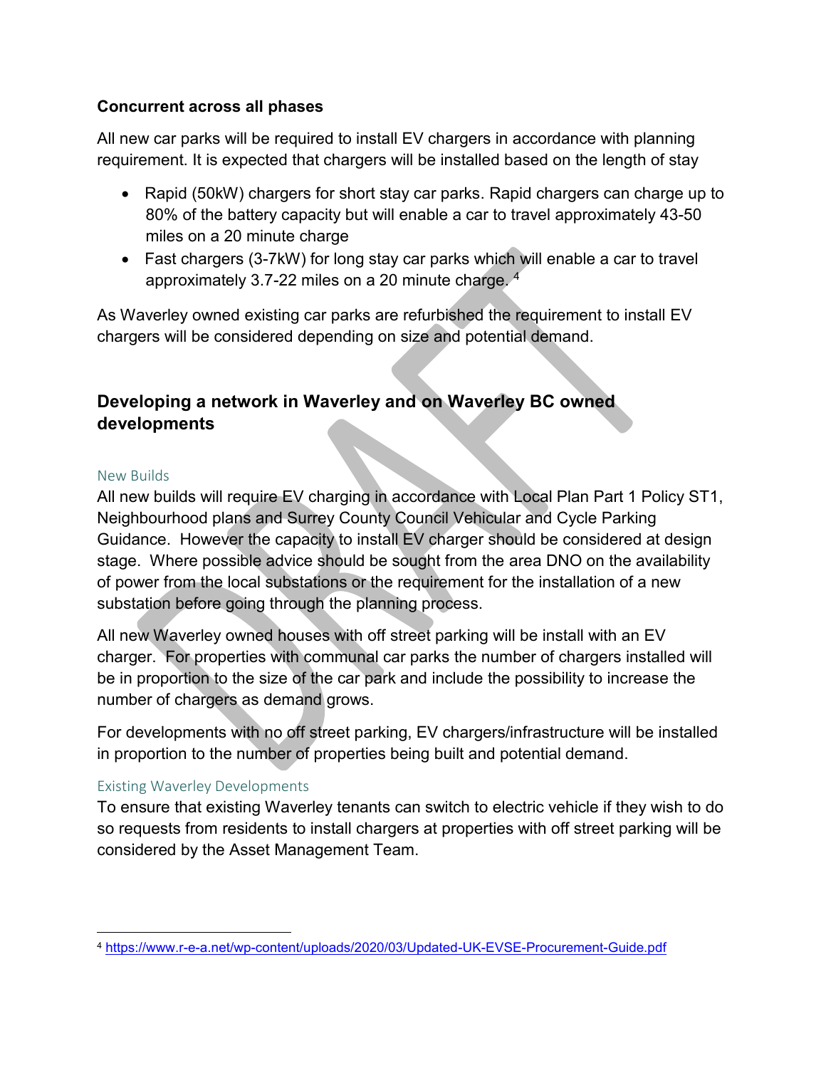**Concurrent across all phases**

All new car parks will be required to install EV chargers in accordance with planning requirement. It is expected that chargers will be installed based on the length of stay

- Rapid (50kW) chargers for short stay car parks. Rapid chargers can charge up to 80% of the battery capacity but will enable a car to travel approximately 43-50 miles on a 20 minute charge
- Fast chargers (3-7kW) for long stay car parks which will enable a car to travel approximately 3.7-22 miles on a 20 minute charge. [4]

As Waverley owned existing car parks are refurbished the requirement to install EV chargers will be considered depending on size and potential demand.

## Developing a network in Waverley and on Waverley BC owned developments

### New Builds

All new builds will require EV charging in accordance with Local Plan Part 1 Policy ST1, Neighbourhood plans and Surrey County Council Vehicular and Cycle Parking Guidance. However the capacity to install EV charger should be considered at design stage. Where possible advice should be sought from the area DNO on the availability of power from the local substations or the requirement for the installation of a new substation before going through the planning process.

All new Waverley owned houses with off street parking will be install with an EV charger. For properties with communal car parks the number of chargers installed will be in proportion to the size of the car park and include the possibility to increase the number of chargers as demand grows.

For developments with no off street parking, EV chargers/infrastructure will be installed in proportion to the number of properties being built and potential demand.

### Existing Waverley Developments

To ensure that existing Waverley tenants can switch to electric vehicle if they wish to do so requests from residents to install chargers at properties with off street parking will be considered by the Asset Management Team.

---

[4] https://www.r-e-a.net/wp-content/uploads/2020/03/Updated-UK-EVSE-Procurement-Guide.pdf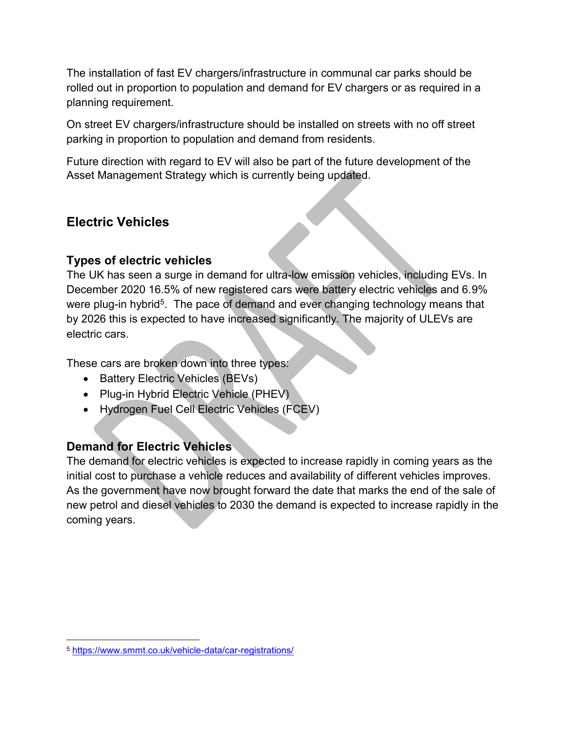The installation of fast EV chargers/infrastructure in communal car parks should be rolled out in proportion to population and demand for EV chargers or as required in a planning requirement.

On street EV chargers/infrastructure should be installed on streets with no off street parking in proportion to population and demand from residents.

Future direction with regard to EV will also be part of the future development of the Asset Management Strategy which is currently being updated.

## Electric Vehicles

### Types of electric vehicles

The UK has seen a surge in demand for ultra-low emission vehicles, including EVs. In December 2020 16.5% of new registered cars were battery electric vehicles and 6.9% were plug-in hybrid[5]. The pace of demand and ever changing technology means that by 2026 this is expected to have increased significantly. The majority of ULEVs are electric cars.

These cars are broken down into three types:

- Battery Electric Vehicles (BEVs)
- Plug-in Hybrid Electric Vehicle (PHEV)
- Hydrogen Fuel Cell Electric Vehicles (FCEV)

### Demand for Electric Vehicles

The demand for electric vehicles is expected to increase rapidly in coming years as the initial cost to purchase a vehicle reduces and availability of different vehicles improves. As the government have now brought forward the date that marks the end of the sale of new petrol and diesel vehicles to 2030 the demand is expected to increase rapidly in the coming years.

---

[5] https://www.smmt.co.uk/vehicle-data/car-registrations/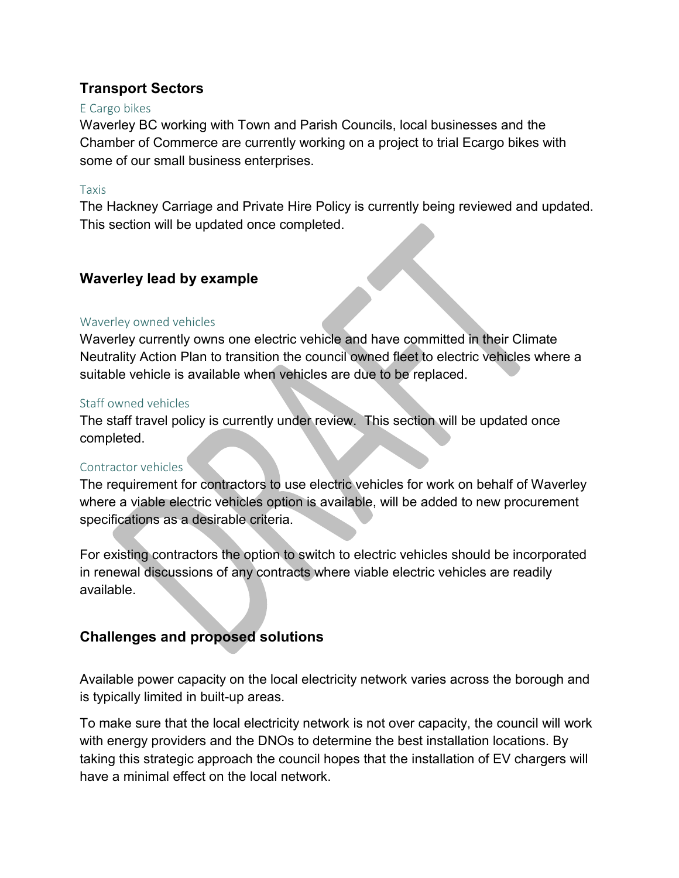## Transport Sectors

### E Cargo bikes

Waverley BC working with Town and Parish Councils, local businesses and the Chamber of Commerce are currently working on a project to trial Ecargo bikes with some of our small business enterprises.

### Taxis

The Hackney Carriage and Private Hire Policy is currently being reviewed and updated. This section will be updated once completed.

## Waverley lead by example

### Waverley owned vehicles

Waverley currently owns one electric vehicle and have committed in their Climate Neutrality Action Plan to transition the council owned fleet to electric vehicles where a suitable vehicle is available when vehicles are due to be replaced.

### Staff owned vehicles

The staff travel policy is currently under review. This section will be updated once completed.

### Contractor vehicles

The requirement for contractors to use electric vehicles for work on behalf of Waverley where a viable electric vehicles option is available, will be added to new procurement specifications as a desirable criteria.

For existing contractors the option to switch to electric vehicles should be incorporated in renewal discussions of any contracts where viable electric vehicles are readily available.

## Challenges and proposed solutions

Available power capacity on the local electricity network varies across the borough and is typically limited in built-up areas.

To make sure that the local electricity network is not over capacity, the council will work with energy providers and the DNOs to determine the best installation locations. By taking this strategic approach the council hopes that the installation of EV chargers will have a minimal effect on the local network.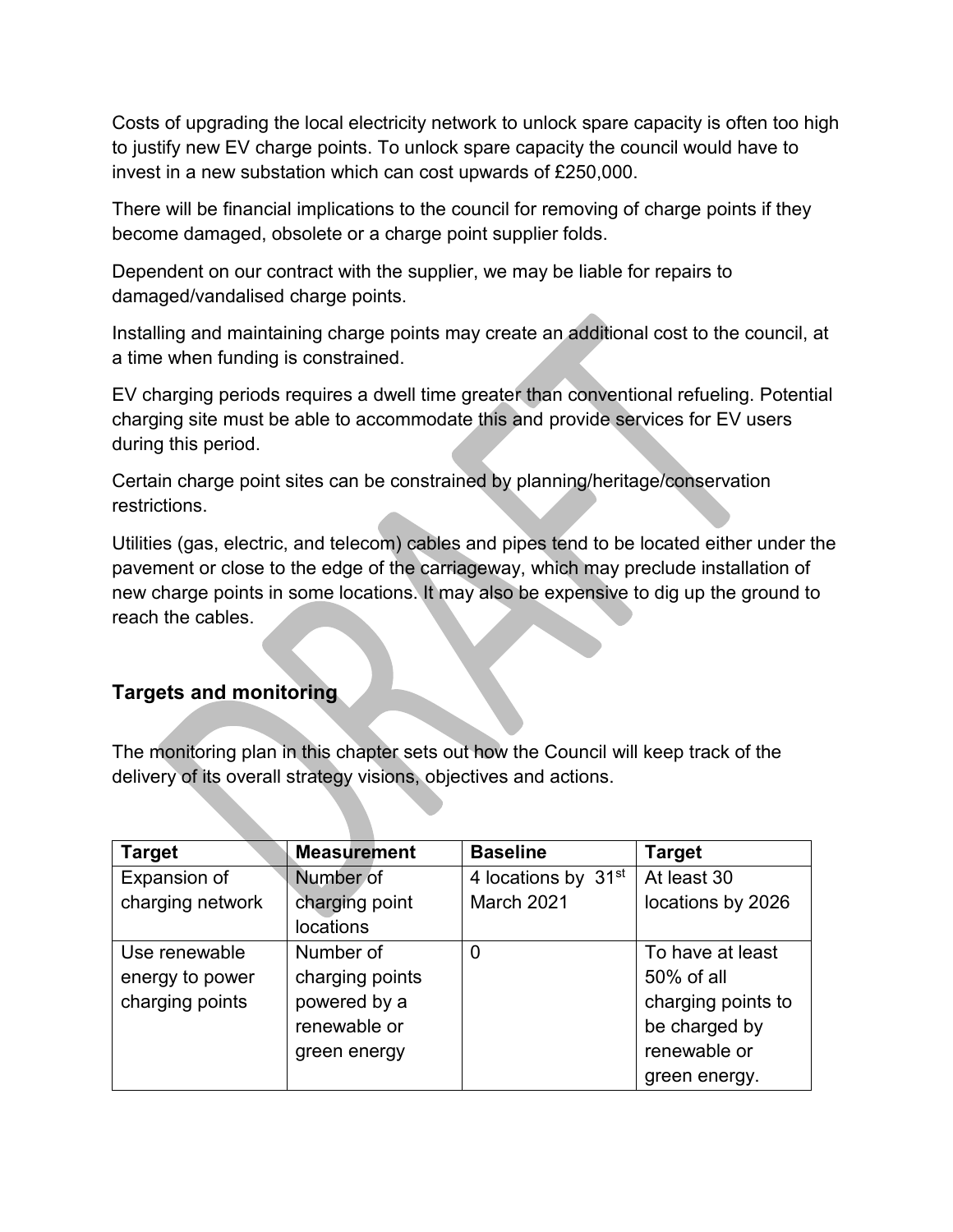Costs of upgrading the local electricity network to unlock spare capacity is often too high to justify new EV charge points. To unlock spare capacity the council would have to invest in a new substation which can cost upwards of £250,000.

There will be financial implications to the council for removing of charge points if they become damaged, obsolete or a charge point supplier folds.

Dependent on our contract with the supplier, we may be liable for repairs to damaged/vandalised charge points.

Installing and maintaining charge points may create an additional cost to the council, at a time when funding is constrained.

EV charging periods requires a dwell time greater than conventional refueling. Potential charging site must be able to accommodate this and provide services for EV users during this period.

Certain charge point sites can be constrained by planning/heritage/conservation restrictions.

Utilities (gas, electric, and telecom) cables and pipes tend to be located either under the pavement or close to the edge of the carriageway, which may preclude installation of new charge points in some locations. It may also be expensive to dig up the ground to reach the cables.

## Targets and monitoring

The monitoring plan in this chapter sets out how the Council will keep track of the delivery of its overall strategy visions, objectives and actions.

| Target | Measurement | Baseline | Target |
|---|---|---|---|
| Expansion of charging network | Number of charging point locations | 4 locations by 31st March 2021 | At least 30 locations by 2026 |
| Use renewable energy to power charging points | Number of charging points powered by a renewable or green energy | 0 | To have at least 50% of all charging points to be charged by renewable or green energy. |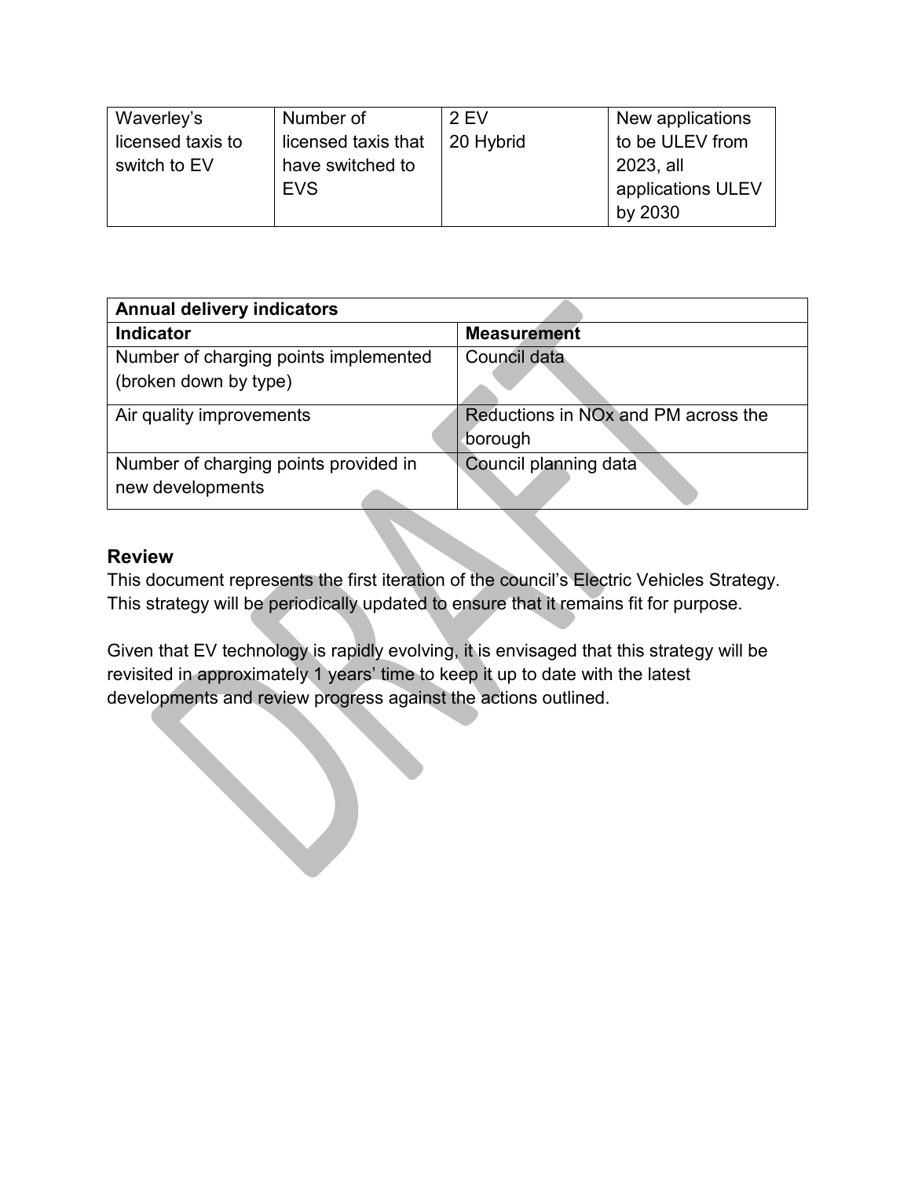| | | | |
|---|---|---|---|
| Waverley's licensed taxis to switch to EV | Number of licensed taxis that have switched to EVS | 2 EV<br>20 Hybrid | New applications to be ULEV from 2023, all applications ULEV by 2030 |

| **Annual delivery indicators** | |
|---|---|
| **Indicator** | **Measurement** |
| Number of charging points implemented (broken down by type) | Council data |
| Air quality improvements | Reductions in NOx and PM across the borough |
| Number of charging points provided in new developments | Council planning data |

## Review

This document represents the first iteration of the council's Electric Vehicles Strategy. This strategy will be periodically updated to ensure that it remains fit for purpose.

Given that EV technology is rapidly evolving, it is envisaged that this strategy will be revisited in approximately 1 years' time to keep it up to date with the latest developments and review progress against the actions outlined.